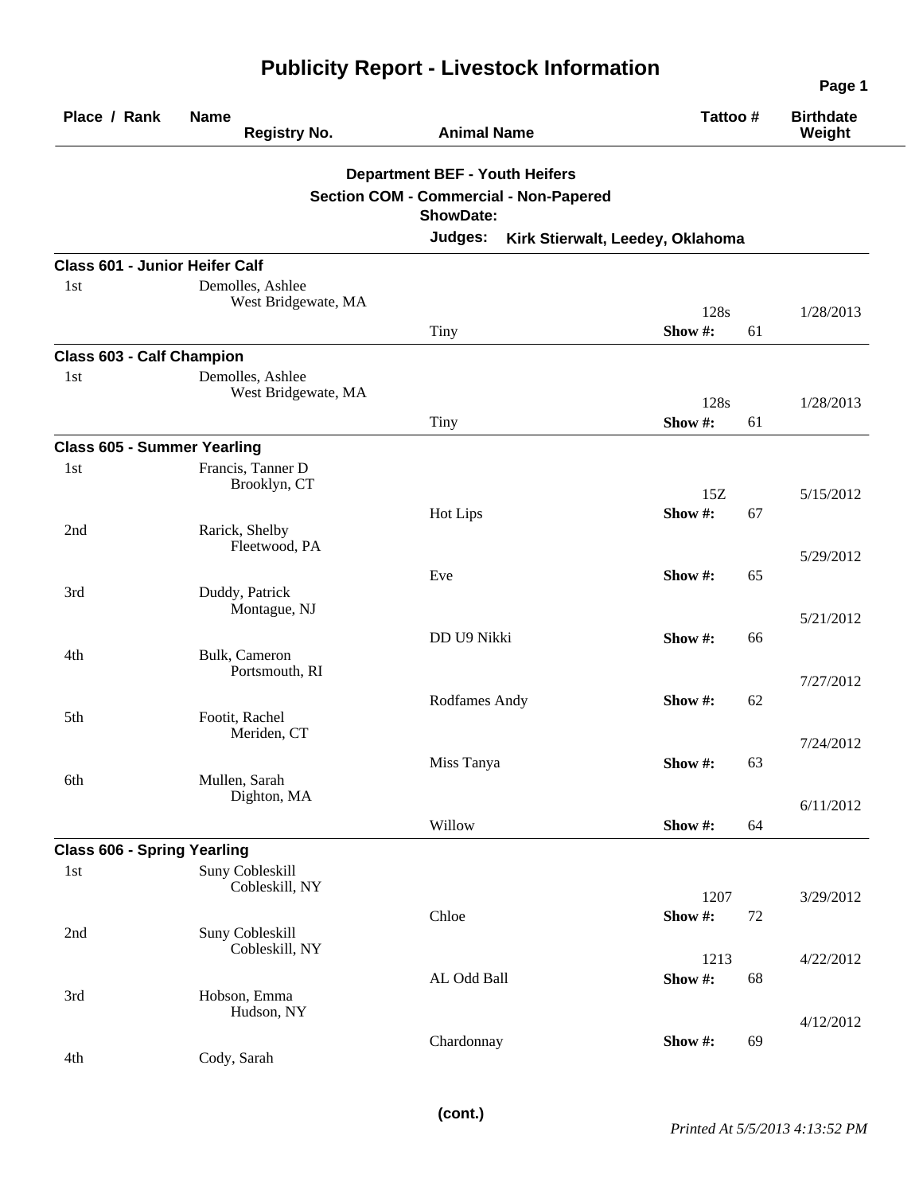# Publicity Report - Livestock Information

| Place / Rank | Name / Registry No. | Animal Name | Tattoo # | | Birthdate / Weight |
|---|---|---|---|---|---|

**Department BEF - Youth Heifers**

**Section COM - Commercial - Non-Papered**

**ShowDate:**

**Judges:** **Kirk Stierwalt, Leedey, Oklahoma**

### Class 601 - Junior Heifer Calf

| Place / Rank | Name / Registry No. | Animal Name | Tattoo # | Show #: | Birthdate / Weight |
|---|---|---|---|---|---|
| 1st | Demolles, Ashlee<br>West Bridgewate, MA | Tiny | 128s | 61 | 1/28/2013 |

### Class 603 - Calf Champion

| Place / Rank | Name / Registry No. | Animal Name | Tattoo # | Show #: | Birthdate / Weight |
|---|---|---|---|---|---|
| 1st | Demolles, Ashlee<br>West Bridgewate, MA | Tiny | 128s | 61 | 1/28/2013 |

### Class 605 - Summer Yearling

| Place / Rank | Name / Registry No. | Animal Name | Tattoo # | Show #: | Birthdate / Weight |
|---|---|---|---|---|---|
| 1st | Francis, Tanner D<br>Brooklyn, CT | Hot Lips | 15Z | 67 | 5/15/2012 |
| 2nd | Rarick, Shelby<br>Fleetwood, PA | Eve | | 65 | 5/29/2012 |
| 3rd | Duddy, Patrick<br>Montague, NJ | DD U9 Nikki | | 66 | 5/21/2012 |
| 4th | Bulk, Cameron<br>Portsmouth, RI | Rodfames Andy | | 62 | 7/27/2012 |
| 5th | Footit, Rachel<br>Meriden, CT | Miss Tanya | | 63 | 7/24/2012 |
| 6th | Mullen, Sarah<br>Dighton, MA | Willow | | 64 | 6/11/2012 |

### Class 606 - Spring Yearling

| Place / Rank | Name / Registry No. | Animal Name | Tattoo # | Show #: | Birthdate / Weight |
|---|---|---|---|---|---|
| 1st | Suny Cobleskill<br>Cobleskill, NY | Chloe | 1207 | 72 | 3/29/2012 |
| 2nd | Suny Cobleskill<br>Cobleskill, NY | AL Odd Ball | 1213 | 68 | 4/22/2012 |
| 3rd | Hobson, Emma<br>Hudson, NY | Chardonnay | | 69 | 4/12/2012 |
| 4th | Cody, Sarah | | | | |

(cont.)

*Printed At 5/5/2013 4:13:52 PM*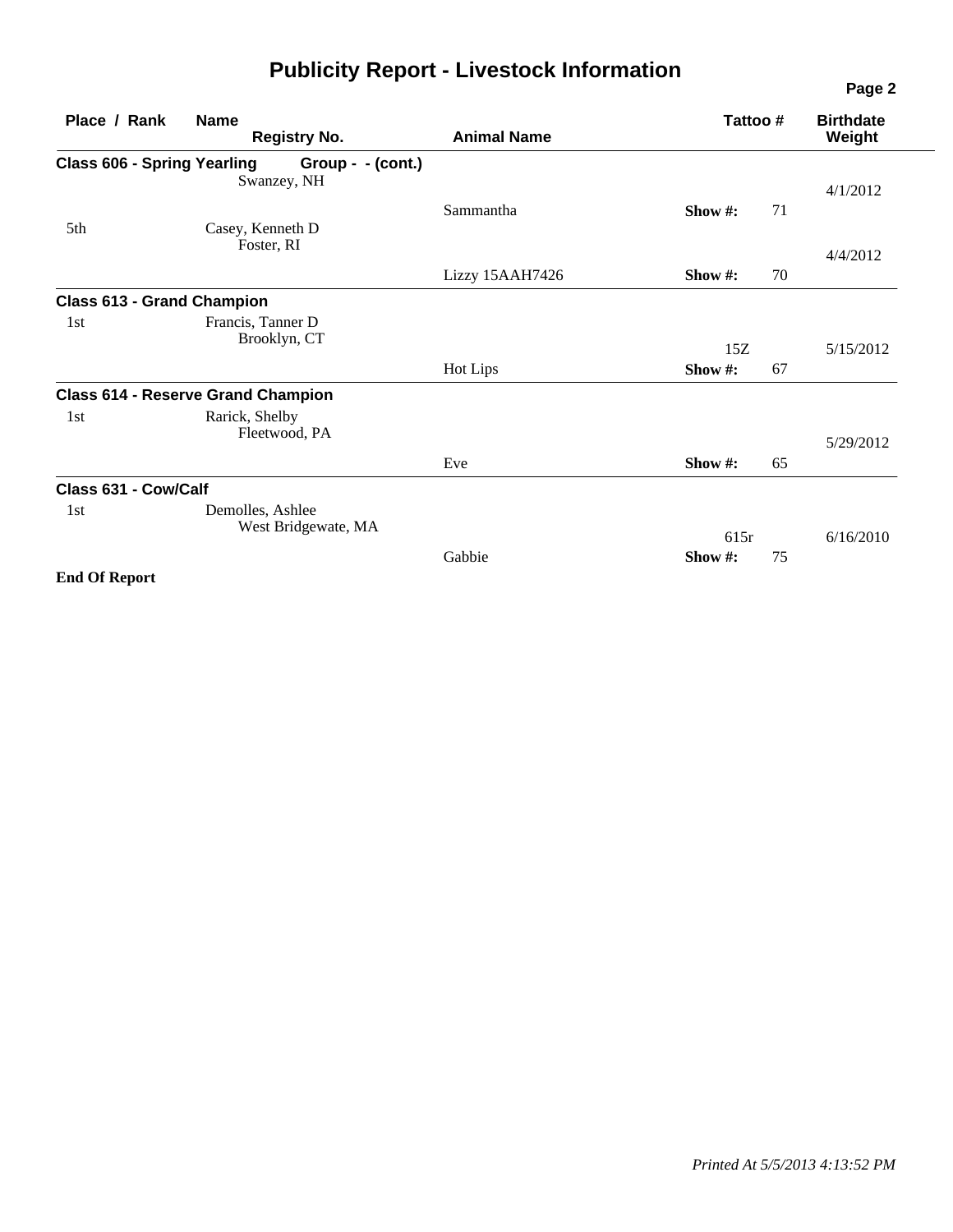# Publicity Report - Livestock Information

| Place / Rank | Name / Registry No. | Animal Name | Tattoo # | | Birthdate / Weight |
|---|---|---|---|---|---|
| **Class 606 - Spring Yearling Group - - (cont.)** | | | | | |
| | Swanzey, NH | | | | 4/1/2012 |
| | | Sammantha | **Show #:** | 71 | |
| 5th | Casey, Kenneth D<br>Foster, RI | | | | 4/4/2012 |
| | | Lizzy 15AAH7426 | **Show #:** | 70 | |
| **Class 613 - Grand Champion** | | | | | |
| 1st | Francis, Tanner D<br>Brooklyn, CT | | 15Z | | 5/15/2012 |
| | | Hot Lips | **Show #:** | 67 | |
| **Class 614 - Reserve Grand Champion** | | | | | |
| 1st | Rarick, Shelby<br>Fleetwood, PA | | | | 5/29/2012 |
| | | Eve | **Show #:** | 65 | |
| **Class 631 - Cow/Calf** | | | | | |
| 1st | Demolles, Ashlee<br>West Bridgewate, MA | | 615r | | 6/16/2010 |
| | | Gabbie | **Show #:** | 75 | |

**End Of Report**

*Printed At 5/5/2013 4:13:52 PM*